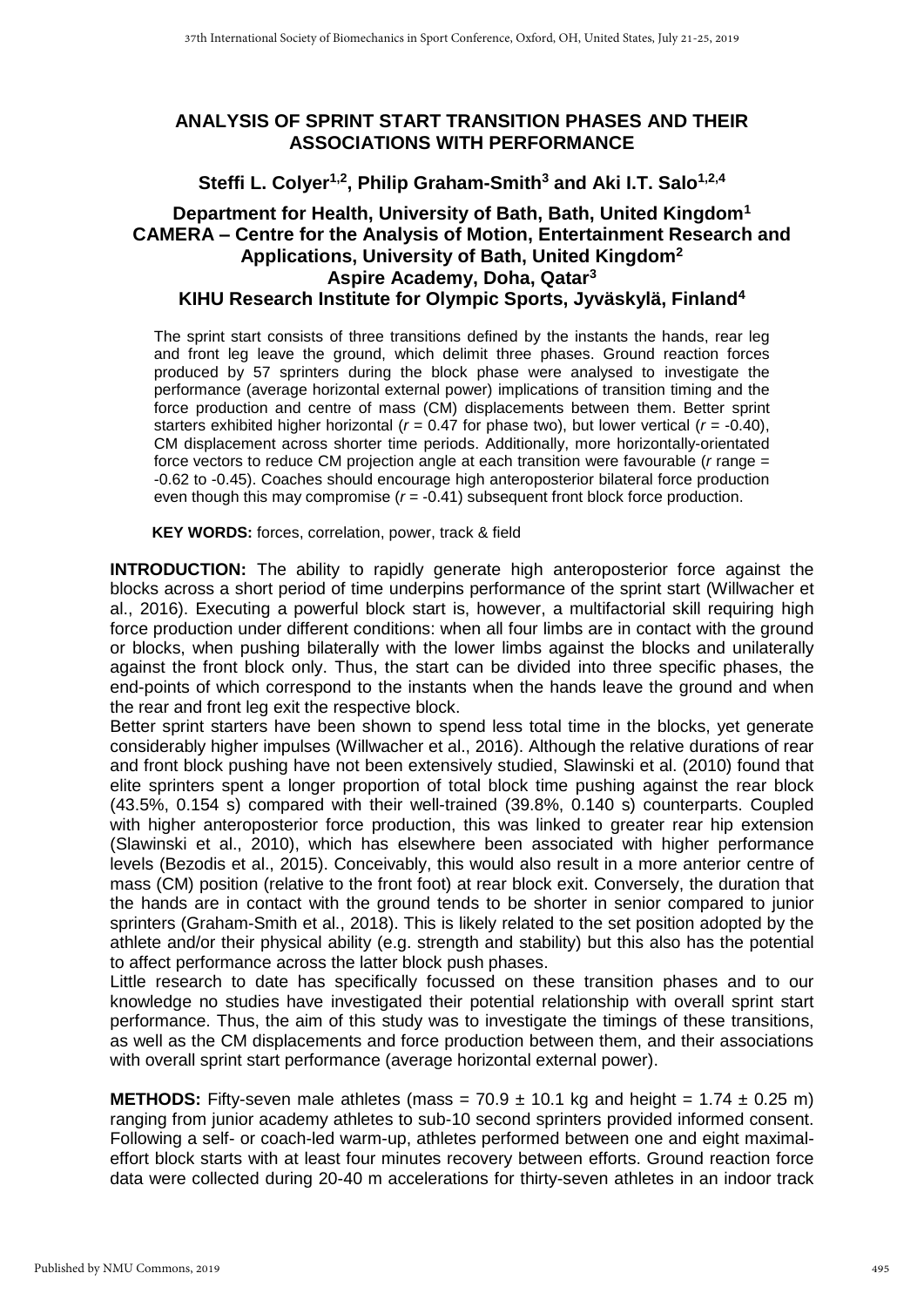# ANALYSIS OF SPRINT START TRANSITION PHASES AND THEIR ASSOCIATIONS WITH PERFORMANCE

**Steffi L. Colyer[1,2], Philip Graham-Smith[3] and Aki I.T. Salo[1,2,4]**

**Department for Health, University of Bath, Bath, United Kingdom[1]**
**CAMERA – Centre for the Analysis of Motion, Entertainment Research and Applications, University of Bath, United Kingdom[2]**
**Aspire Academy, Doha, Qatar[3]**
**KIHU Research Institute for Olympic Sports, Jyväskylä, Finland[4]**

The sprint start consists of three transitions defined by the instants the hands, rear leg and front leg leave the ground, which delimit three phases. Ground reaction forces produced by 57 sprinters during the block phase were analysed to investigate the performance (average horizontal external power) implications of transition timing and the force production and centre of mass (CM) displacements between them. Better sprint starters exhibited higher horizontal ($r$ = 0.47 for phase two), but lower vertical ($r$ = -0.40), CM displacement across shorter time periods. Additionally, more horizontally-orientated force vectors to reduce CM projection angle at each transition were favourable ($r$ range = -0.62 to -0.45). Coaches should encourage high anteroposterior bilateral force production even though this may compromise ($r$ = -0.41) subsequent front block force production.

**KEY WORDS:** forces, correlation, power, track & field

**INTRODUCTION:** The ability to rapidly generate high anteroposterior force against the blocks across a short period of time underpins performance of the sprint start (Willwacher et al., 2016). Executing a powerful block start is, however, a multifactorial skill requiring high force production under different conditions: when all four limbs are in contact with the ground or blocks, when pushing bilaterally with the lower limbs against the blocks and unilaterally against the front block only. Thus, the start can be divided into three specific phases, the end-points of which correspond to the instants when the hands leave the ground and when the rear and front leg exit the respective block.

Better sprint starters have been shown to spend less total time in the blocks, yet generate considerably higher impulses (Willwacher et al., 2016). Although the relative durations of rear and front block pushing have not been extensively studied, Slawinski et al. (2010) found that elite sprinters spent a longer proportion of total block time pushing against the rear block (43.5%, 0.154 s) compared with their well-trained (39.8%, 0.140 s) counterparts. Coupled with higher anteroposterior force production, this was linked to greater rear hip extension (Slawinski et al., 2010), which has elsewhere been associated with higher performance levels (Bezodis et al., 2015). Conceivably, this would also result in a more anterior centre of mass (CM) position (relative to the front foot) at rear block exit. Conversely, the duration that the hands are in contact with the ground tends to be shorter in senior compared to junior sprinters (Graham-Smith et al., 2018). This is likely related to the set position adopted by the athlete and/or their physical ability (e.g. strength and stability) but this also has the potential to affect performance across the latter block push phases.

Little research to date has specifically focussed on these transition phases and to our knowledge no studies have investigated their potential relationship with overall sprint start performance. Thus, the aim of this study was to investigate the timings of these transitions, as well as the CM displacements and force production between them, and their associations with overall sprint start performance (average horizontal external power).

**METHODS:** Fifty-seven male athletes (mass = 70.9 ± 10.1 kg and height = 1.74 ± 0.25 m) ranging from junior academy athletes to sub-10 second sprinters provided informed consent. Following a self- or coach-led warm-up, athletes performed between one and eight maximal-effort block starts with at least four minutes recovery between efforts. Ground reaction force data were collected during 20-40 m accelerations for thirty-seven athletes in an indoor track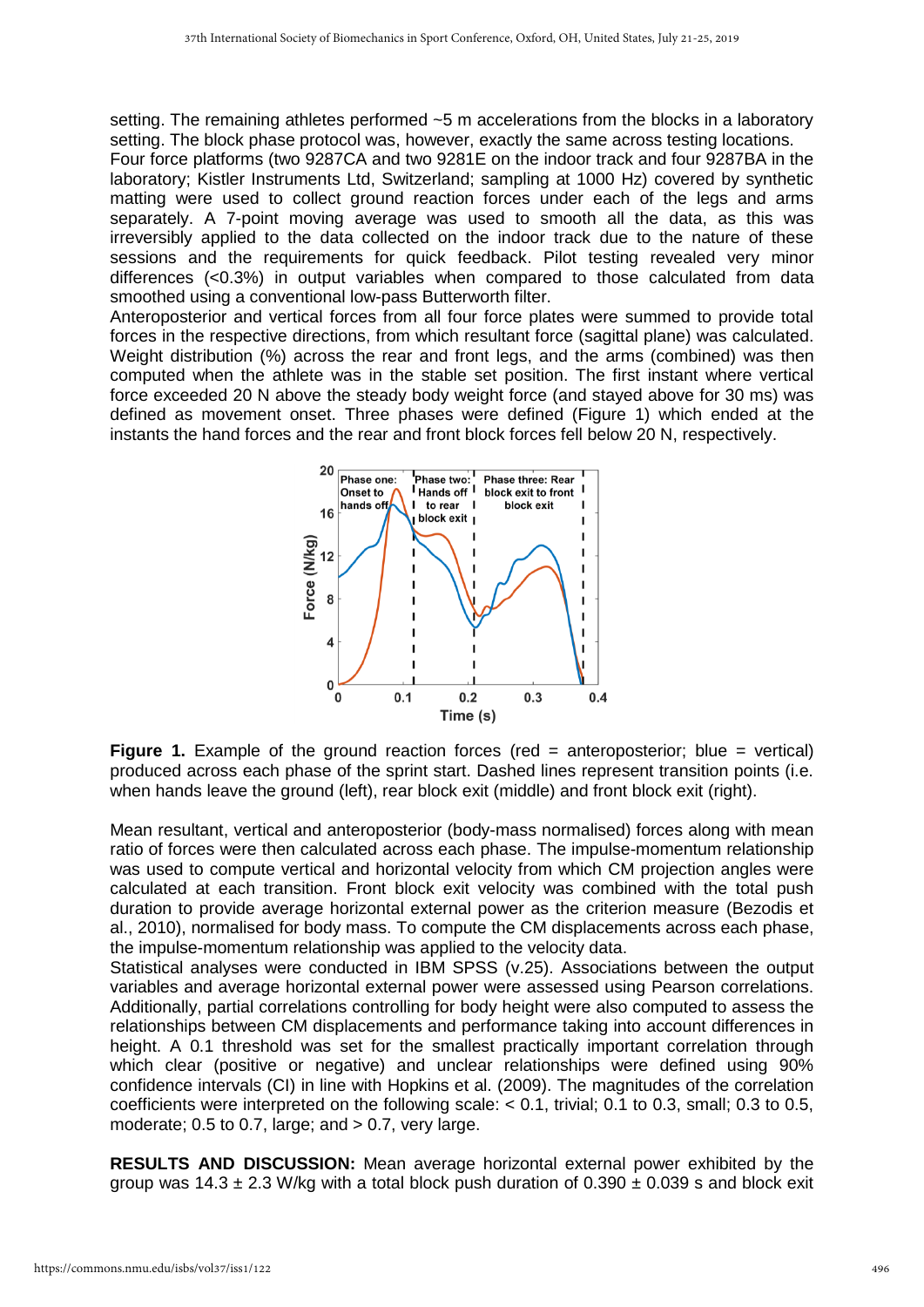setting. The remaining athletes performed ~5 m accelerations from the blocks in a laboratory setting. The block phase protocol was, however, exactly the same across testing locations.
Four force platforms (two 9287CA and two 9281E on the indoor track and four 9287BA in the laboratory; Kistler Instruments Ltd, Switzerland; sampling at 1000 Hz) covered by synthetic matting were used to collect ground reaction forces under each of the legs and arms separately. A 7-point moving average was used to smooth all the data, as this was irreversibly applied to the data collected on the indoor track due to the nature of these sessions and the requirements for quick feedback. Pilot testing revealed very minor differences (<0.3%) in output variables when compared to those calculated from data smoothed using a conventional low-pass Butterworth filter.
Anteroposterior and vertical forces from all four force plates were summed to provide total forces in the respective directions, from which resultant force (sagittal plane) was calculated. Weight distribution (%) across the rear and front legs, and the arms (combined) was then computed when the athlete was in the stable set position. The first instant where vertical force exceeded 20 N above the steady body weight force (and stayed above for 30 ms) was defined as movement onset. Three phases were defined (Figure 1) which ended at the instants the hand forces and the rear and front block forces fell below 20 N, respectively.

**Figure 1.** Example of the ground reaction forces (red = anteroposterior; blue = vertical) produced across each phase of the sprint start. Dashed lines represent transition points (i.e. when hands leave the ground (left), rear block exit (middle) and front block exit (right).

Mean resultant, vertical and anteroposterior (body-mass normalised) forces along with mean ratio of forces were then calculated across each phase. The impulse-momentum relationship was used to compute vertical and horizontal velocity from which CM projection angles were calculated at each transition. Front block exit velocity was combined with the total push duration to provide average horizontal external power as the criterion measure (Bezodis et al., 2010), normalised for body mass. To compute the CM displacements across each phase, the impulse-momentum relationship was applied to the velocity data.
Statistical analyses were conducted in IBM SPSS (v.25). Associations between the output variables and average horizontal external power were assessed using Pearson correlations. Additionally, partial correlations controlling for body height were also computed to assess the relationships between CM displacements and performance taking into account differences in height. A 0.1 threshold was set for the smallest practically important correlation through which clear (positive or negative) and unclear relationships were defined using 90% confidence intervals (CI) in line with Hopkins et al. (2009). The magnitudes of the correlation coefficients were interpreted on the following scale: < 0.1, trivial; 0.1 to 0.3, small; 0.3 to 0.5, moderate; 0.5 to 0.7, large; and > 0.7, very large.

**RESULTS AND DISCUSSION:** Mean average horizontal external power exhibited by the group was 14.3 ± 2.3 W/kg with a total block push duration of 0.390 ± 0.039 s and block exit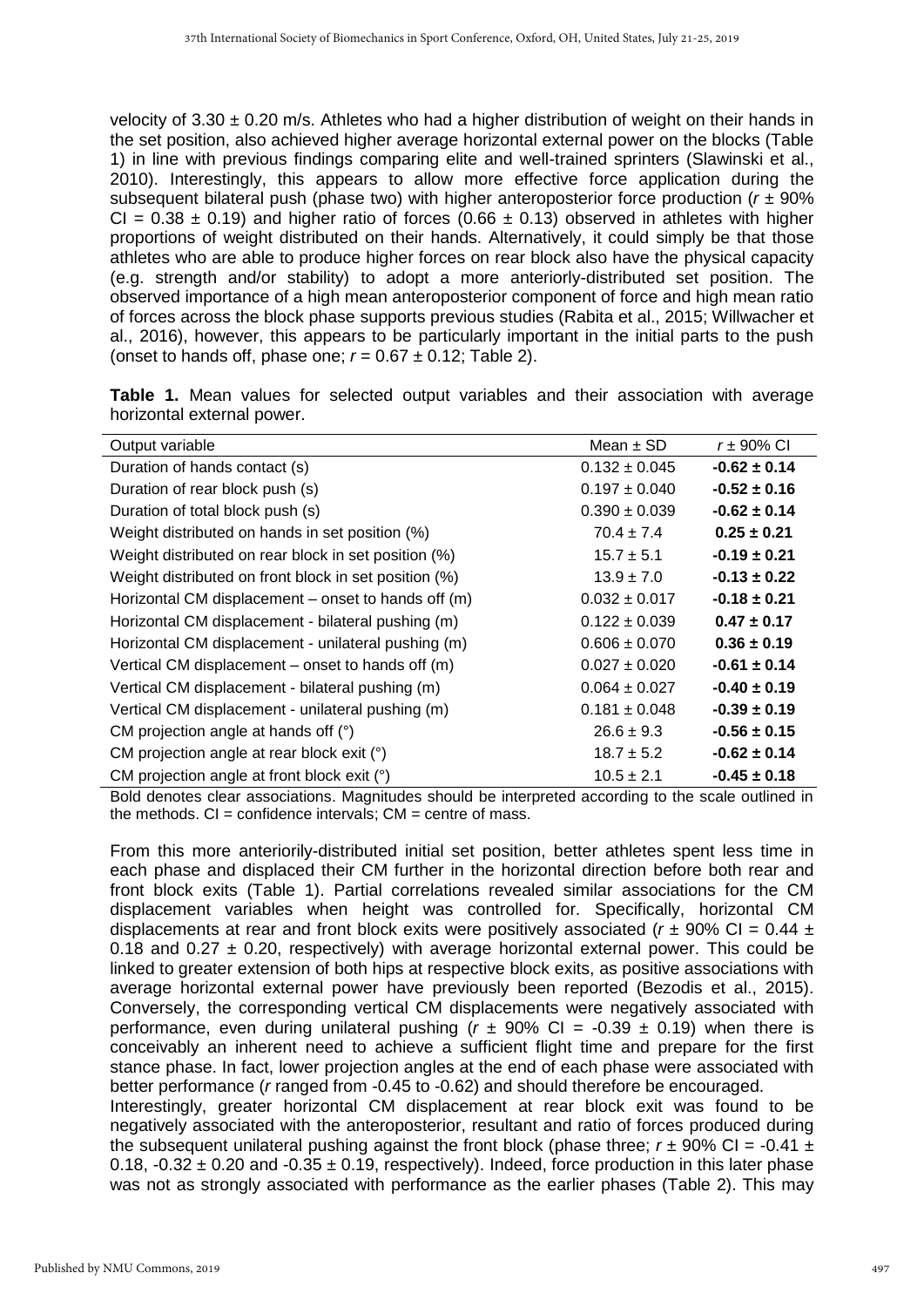velocity of 3.30 ± 0.20 m/s. Athletes who had a higher distribution of weight on their hands in the set position, also achieved higher average horizontal external power on the blocks (Table 1) in line with previous findings comparing elite and well-trained sprinters (Slawinski et al., 2010). Interestingly, this appears to allow more effective force application during the subsequent bilateral push (phase two) with higher anteroposterior force production ($r$ ± 90% CI = 0.38 ± 0.19) and higher ratio of forces (0.66 ± 0.13) observed in athletes with higher proportions of weight distributed on their hands. Alternatively, it could simply be that those athletes who are able to produce higher forces on rear block also have the physical capacity (e.g. strength and/or stability) to adopt a more anteriorly-distributed set position. The observed importance of a high mean anteroposterior component of force and high mean ratio of forces across the block phase supports previous studies (Rabita et al., 2015; Willwacher et al., 2016), however, this appears to be particularly important in the initial parts to the push (onset to hands off, phase one; $r$ = 0.67 ± 0.12; Table 2).

**Table 1.** Mean values for selected output variables and their association with average horizontal external power.

| Output variable | Mean ± SD | $r$ ± 90% CI |
|---|---|---|
| Duration of hands contact (s) | 0.132 ± 0.045 | **-0.62 ± 0.14** |
| Duration of rear block push (s) | 0.197 ± 0.040 | **-0.52 ± 0.16** |
| Duration of total block push (s) | 0.390 ± 0.039 | **-0.62 ± 0.14** |
| Weight distributed on hands in set position (%) | 70.4 ± 7.4 | **0.25 ± 0.21** |
| Weight distributed on rear block in set position (%) | 15.7 ± 5.1 | -0.19 ± 0.21 |
| Weight distributed on front block in set position (%) | 13.9 ± 7.0 | -0.13 ± 0.22 |
| Horizontal CM displacement – onset to hands off (m) | 0.032 ± 0.017 | -0.18 ± 0.21 |
| Horizontal CM displacement - bilateral pushing (m) | 0.122 ± 0.039 | **0.47 ± 0.17** |
| Horizontal CM displacement - unilateral pushing (m) | 0.606 ± 0.070 | **0.36 ± 0.19** |
| Vertical CM displacement – onset to hands off (m) | 0.027 ± 0.020 | **-0.61 ± 0.14** |
| Vertical CM displacement - bilateral pushing (m) | 0.064 ± 0.027 | **-0.40 ± 0.19** |
| Vertical CM displacement - unilateral pushing (m) | 0.181 ± 0.048 | **-0.39 ± 0.19** |
| CM projection angle at hands off (°) | 26.6 ± 9.3 | **-0.56 ± 0.15** |
| CM projection angle at rear block exit (°) | 18.7 ± 5.2 | **-0.62 ± 0.14** |
| CM projection angle at front block exit (°) | 10.5 ± 2.1 | **-0.45 ± 0.18** |

Bold denotes clear associations. Magnitudes should be interpreted according to the scale outlined in the methods. CI = confidence intervals; CM = centre of mass.

From this more anteriorily-distributed initial set position, better athletes spent less time in each phase and displaced their CM further in the horizontal direction before both rear and front block exits (Table 1). Partial correlations revealed similar associations for the CM displacement variables when height was controlled for. Specifically, horizontal CM displacements at rear and front block exits were positively associated ($r$ ± 90% CI = 0.44 ± 0.18 and 0.27 ± 0.20, respectively) with average horizontal external power. This could be linked to greater extension of both hips at respective block exits, as positive associations with average horizontal external power have previously been reported (Bezodis et al., 2015). Conversely, the corresponding vertical CM displacements were negatively associated with performance, even during unilateral pushing ($r$ ± 90% CI = -0.39 ± 0.19) when there is conceivably an inherent need to achieve a sufficient flight time and prepare for the first stance phase. In fact, lower projection angles at the end of each phase were associated with better performance ($r$ ranged from -0.45 to -0.62) and should therefore be encouraged.

Interestingly, greater horizontal CM displacement at rear block exit was found to be negatively associated with the anteroposterior, resultant and ratio of forces produced during the subsequent unilateral pushing against the front block (phase three; $r$ ± 90% CI = -0.41 ± 0.18, -0.32 ± 0.20 and -0.35 ± 0.19, respectively). Indeed, force production in this later phase was not as strongly associated with performance as the earlier phases (Table 2). This may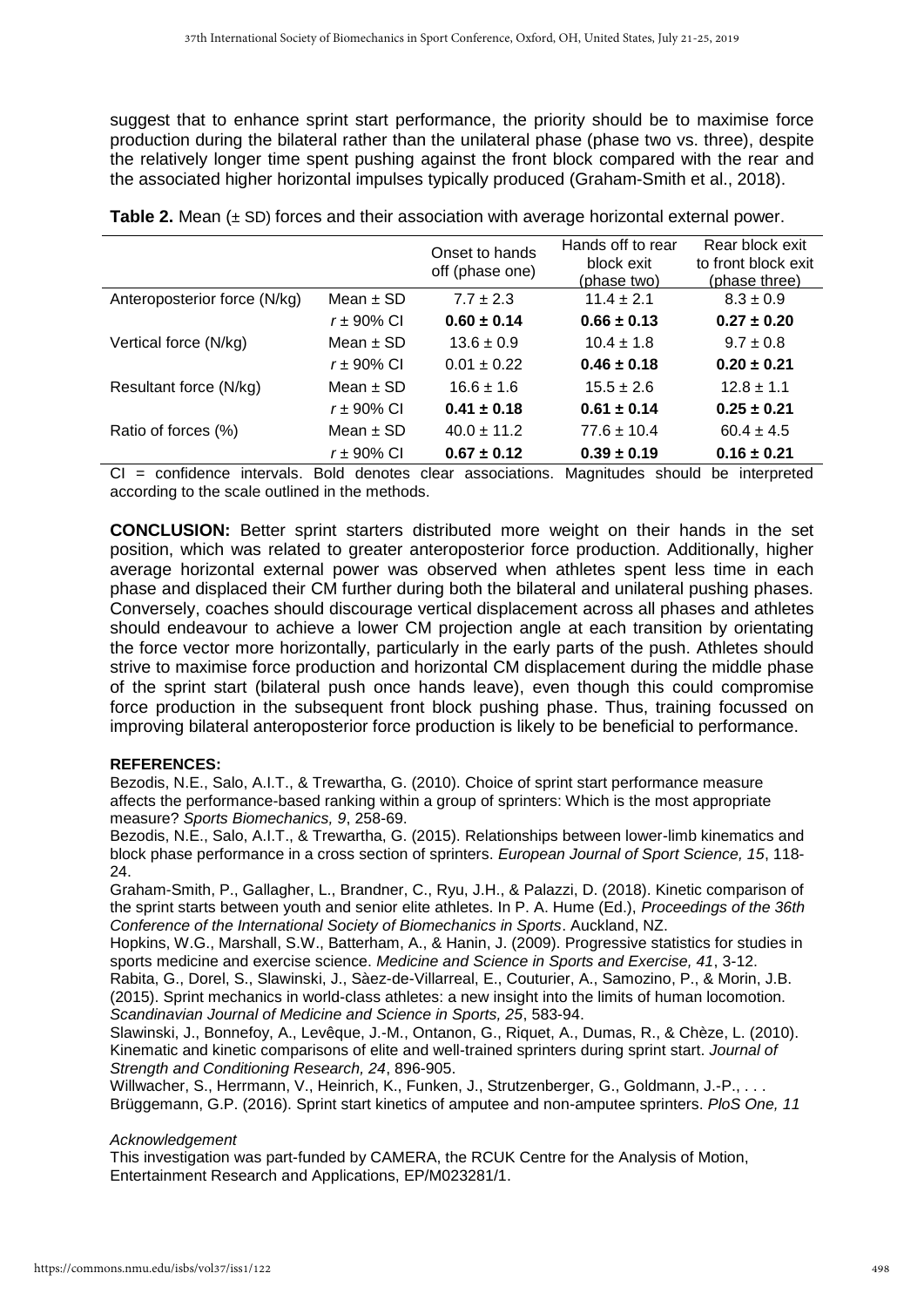suggest that to enhance sprint start performance, the priority should be to maximise force production during the bilateral rather than the unilateral phase (phase two vs. three), despite the relatively longer time spent pushing against the front block compared with the rear and the associated higher horizontal impulses typically produced (Graham-Smith et al., 2018).

**Table 2.** Mean (± SD) forces and their association with average horizontal external power.

| | | Onset to hands off (phase one) | Hands off to rear block exit (phase two) | Rear block exit to front block exit (phase three) |
|---|---|---|---|---|
| Anteroposterior force (N/kg) | Mean ± SD | 7.7 ± 2.3 | 11.4 ± 2.1 | 8.3 ± 0.9 |
| | *r* ± 90% CI | **0.60 ± 0.14** | **0.66 ± 0.13** | **0.27 ± 0.20** |
| Vertical force (N/kg) | Mean ± SD | 13.6 ± 0.9 | 10.4 ± 1.8 | 9.7 ± 0.8 |
| | *r* ± 90% CI | 0.01 ± 0.22 | **0.46 ± 0.18** | **0.20 ± 0.21** |
| Resultant force (N/kg) | Mean ± SD | 16.6 ± 1.6 | 15.5 ± 2.6 | 12.8 ± 1.1 |
| | *r* ± 90% CI | **0.41 ± 0.18** | **0.61 ± 0.14** | **0.25 ± 0.21** |
| Ratio of forces (%) | Mean ± SD | 40.0 ± 11.2 | 77.6 ± 10.4 | 60.4 ± 4.5 |
| | *r* ± 90% CI | **0.67 ± 0.12** | **0.39 ± 0.19** | **0.16 ± 0.21** |

CI = confidence intervals. Bold denotes clear associations. Magnitudes should be interpreted according to the scale outlined in the methods.

**CONCLUSION:** Better sprint starters distributed more weight on their hands in the set position, which was related to greater anteroposterior force production. Additionally, higher average horizontal external power was observed when athletes spent less time in each phase and displaced their CM further during both the bilateral and unilateral pushing phases. Conversely, coaches should discourage vertical displacement across all phases and athletes should endeavour to achieve a lower CM projection angle at each transition by orientating the force vector more horizontally, particularly in the early parts of the push. Athletes should strive to maximise force production and horizontal CM displacement during the middle phase of the sprint start (bilateral push once hands leave), even though this could compromise force production in the subsequent front block pushing phase. Thus, training focussed on improving bilateral anteroposterior force production is likely to be beneficial to performance.

**REFERENCES:**

Bezodis, N.E., Salo, A.I.T., & Trewartha, G. (2010). Choice of sprint start performance measure affects the performance-based ranking within a group of sprinters: Which is the most appropriate measure? *Sports Biomechanics, 9*, 258-69.

Bezodis, N.E., Salo, A.I.T., & Trewartha, G. (2015). Relationships between lower-limb kinematics and block phase performance in a cross section of sprinters. *European Journal of Sport Science, 15*, 118-24.

Graham-Smith, P., Gallagher, L., Brandner, C., Ryu, J.H., & Palazzi, D. (2018). Kinetic comparison of the sprint starts between youth and senior elite athletes. In P. A. Hume (Ed.), *Proceedings of the 36th Conference of the International Society of Biomechanics in Sports*. Auckland, NZ.

Hopkins, W.G., Marshall, S.W., Batterham, A., & Hanin, J. (2009). Progressive statistics for studies in sports medicine and exercise science. *Medicine and Science in Sports and Exercise, 41*, 3-12.

Rabita, G., Dorel, S., Slawinski, J., Sàez-de-Villarreal, E., Couturier, A., Samozino, P., & Morin, J.B. (2015). Sprint mechanics in world-class athletes: a new insight into the limits of human locomotion. *Scandinavian Journal of Medicine and Science in Sports, 25*, 583-94.

Slawinski, J., Bonnefoy, A., Levêque, J.-M., Ontanon, G., Riquet, A., Dumas, R., & Chèze, L. (2010). Kinematic and kinetic comparisons of elite and well-trained sprinters during sprint start. *Journal of Strength and Conditioning Research, 24*, 896-905.

Willwacher, S., Herrmann, V., Heinrich, K., Funken, J., Strutzenberger, G., Goldmann, J.-P., . . . Brüggemann, G.P. (2016). Sprint start kinetics of amputee and non-amputee sprinters. *PloS One, 11*

*Acknowledgement*

This investigation was part-funded by CAMERA, the RCUK Centre for the Analysis of Motion, Entertainment Research and Applications, EP/M023281/1.